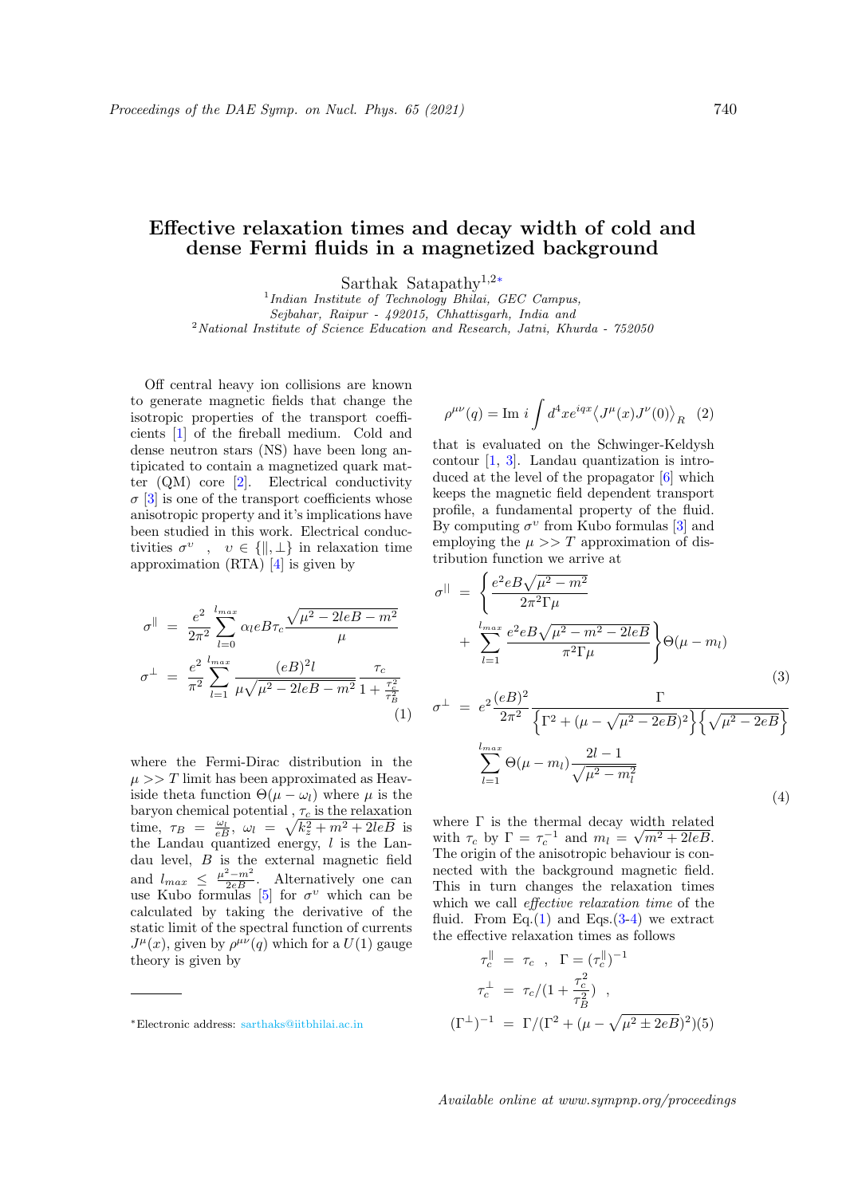# Effective relaxation times and decay width of cold and dense Fermi fluids in a magnetized background

Sarthak Satapathy[1,2*]

[1] *Indian Institute of Technology Bhilai, GEC Campus, Sejbahar, Raipur - 492015, Chhattisgarh, India and*
[2] *National Institute of Science Education and Research, Jatni, Khurda - 752050*

Off central heavy ion collisions are known to generate magnetic fields that change the isotropic properties of the transport coefficients [1] of the fireball medium. Cold and dense neutron stars (NS) have been long anticipated to contain a magnetized quark matter (QM) core [2]. Electrical conductivity $\sigma$ [3] is one of the transport coefficients whose anisotropic property and it's implications have been studied in this work. Electrical conductivities $\sigma^{\upsilon}$ , $\upsilon \in \{\|, \perp\}$ in relaxation time approximation (RTA) [4] is given by

$$
\begin{aligned}
\sigma^{\|} &= \frac{e^2}{2\pi^2}\sum_{l=0}^{l_{max}} \alpha_l eB\tau_c \frac{\sqrt{\mu^2 - 2leB - m^2}}{\mu} \\
\sigma^{\perp} &= \frac{e^2}{\pi^2}\sum_{l=1}^{l_{max}} \frac{(eB)^2 l}{\mu\sqrt{\mu^2 - 2leB - m^2}} \frac{\tau_c}{1+\frac{\tau_c^2}{\tau_B^2}}
\end{aligned}
\quad (1)
$$

where the Fermi-Dirac distribution in the $\mu >> T$ limit has been approximated as Heaviside theta function $\Theta(\mu - \omega_l)$ where $\mu$ is the baryon chemical potential , $\tau_c$ is the relaxation time, $\tau_B = \frac{\omega_l}{eB}$, $\omega_l = \sqrt{k_z^2 + m^2 + 2leB}$ is the Landau quantized energy, $l$ is the Landau level, $B$ is the external magnetic field and $l_{max} \leq \frac{\mu^2 - m^2}{2eB}$. Alternatively one can use Kubo formulas [5] for $\sigma^{\upsilon}$ which can be calculated by taking the derivative of the static limit of the spectral function of currents $J^{\mu}(x)$, given by $\rho^{\mu\nu}(q)$ which for a $U(1)$ gauge theory is given by

$$
\rho^{\mu\nu}(q) = \text{Im}\ i\int d^4x e^{iqx}\big\langle J^{\mu}(x)J^{\nu}(0)\big\rangle_R \quad (2)
$$

that is evaluated on the Schwinger-Keldysh contour [1, 3]. Landau quantization is introduced at the level of the propagator [6] which keeps the magnetic field dependent transport profile, a fundamental property of the fluid. By computing $\sigma^{\upsilon}$ from Kubo formulas [3] and employing the $\mu >> T$ approximation of distribution function we arrive at

$$
\sigma^{||} = \left\{\frac{e^2 eB\sqrt{\mu^2 - m^2}}{2\pi^2\Gamma\mu} + \sum_{l=1}^{l_{max}} \frac{e^2 eB\sqrt{\mu^2 - m^2 - 2leB}}{\pi^2\Gamma\mu}\right\}\Theta(\mu - m_l) \quad (3)
$$

$$
\sigma^{\perp} = e^2\frac{(eB)^2}{2\pi^2}\frac{\Gamma}{\left\{\Gamma^2 + (\mu - \sqrt{\mu^2 - 2eB})^2\right\}\left\{\sqrt{\mu^2 - 2eB}\right\}} \sum_{l=1}^{l_{max}} \Theta(\mu - m_l)\frac{2l-1}{\sqrt{\mu^2 - m_l^2}} \quad (4)
$$

where $\Gamma$ is the thermal decay width related with $\tau_c$ by $\Gamma = \tau_c^{-1}$ and $m_l = \sqrt{m^2 + 2leB}$. The origin of the anisotropic behaviour is connected with the background magnetic field. This in turn changes the relaxation times which we call *effective relaxation time* of the fluid. From Eq.(1) and Eqs.(3-4) we extract the effective relaxation times as follows

$$
\begin{aligned}
\tau_c^{\|} &= \tau_c \quad , \quad \Gamma = (\tau_c^{\|})^{-1} \\
\tau_c^{\perp} &= \tau_c/(1 + \frac{\tau_c^2}{\tau_B^2}) \quad , \\
(\Gamma^{\perp})^{-1} &= \Gamma/(\Gamma^2 + (\mu - \sqrt{\mu^2 \pm 2eB})^2)
\end{aligned}
\quad (5)
$$

---

*Electronic address: sarthaks@iitbhilai.ac.in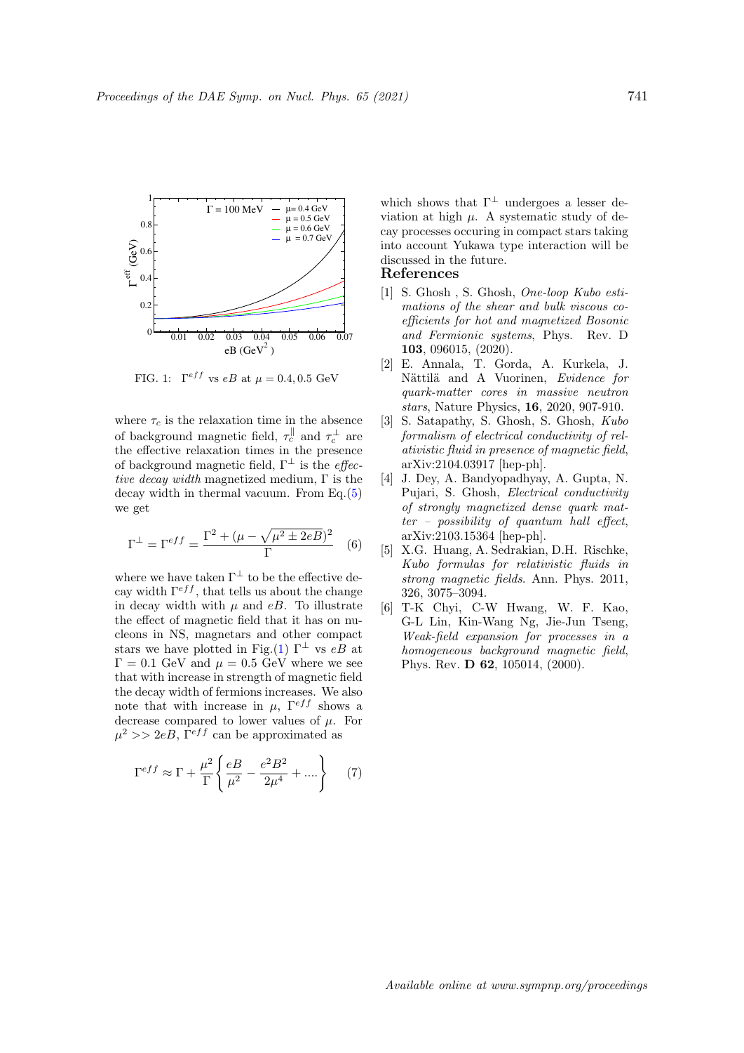$\Gamma = 100$ MeV

$\mu$= 0.4 GeV

$\mu$ = 0.5 GeV

$\mu$ = 0.6 GeV

$\mu$ = 0.7 GeV

$\Gamma^{\rm eff}$ (GeV)

eB (GeV$^2$)

0

0.2

0.4

0.6

0.8

1

0.01

0.02

0.03

0.04

0.05

0.06

0.07

FIG. 1: $\Gamma^{eff}$ vs $eB$ at $\mu = 0.4, 0.5$ GeV

where $\tau_c$ is the relaxation time in the absence of background magnetic field, $\tau_c^{\parallel}$ and $\tau_c^{\perp}$ are the effective relaxation times in the presence of background magnetic field, $\Gamma^{\perp}$ is the *effective decay width* magnetized medium, $\Gamma$ is the decay width in thermal vacuum. From Eq.(5) we get

$$\Gamma^{\perp} = \Gamma^{eff} = \frac{\Gamma^2 + (\mu - \sqrt{\mu^2 \pm 2eB})^2}{\Gamma} \quad (6)$$

where we have taken $\Gamma^{\perp}$ to be the effective decay width $\Gamma^{eff}$, that tells us about the change in decay width with $\mu$ and $eB$. To illustrate the effect of magnetic field that it has on nucleons in NS, magnetars and other compact stars we have plotted in Fig.(1) $\Gamma^{\perp}$ vs $eB$ at $\Gamma = 0.1$ GeV and $\mu = 0.5$ GeV where we see that with increase in strength of magnetic field the decay width of fermions increases. We also note that with increase in $\mu$, $\Gamma^{eff}$ shows a decrease compared to lower values of $\mu$. For $\mu^2 >> 2eB$, $\Gamma^{eff}$ can be approximated as

$$\Gamma^{eff} \approx \Gamma + \frac{\mu^2}{\Gamma}\left\{\frac{eB}{\mu^2} - \frac{e^2B^2}{2\mu^4} + ....\right\} \quad (7)$$

which shows that $\Gamma^{\perp}$ undergoes a lesser deviation at high $\mu$. A systematic study of decay processes occuring in compact stars taking into account Yukawa type interaction will be discussed in the future.

## References

[1] S. Ghosh , S. Ghosh, *One-loop Kubo estimations of the shear and bulk viscous coefficients for hot and magnetized Bosonic and Fermionic systems*, Phys. Rev. D **103**, 096015, (2020).

[2] E. Annala, T. Gorda, A. Kurkela, J. Nättilä and A Vuorinen, *Evidence for quark-matter cores in massive neutron stars*, Nature Physics, **16**, 2020, 907-910.

[3] S. Satapathy, S. Ghosh, S. Ghosh, *Kubo formalism of electrical conductivity of relativistic fluid in presence of magnetic field*, arXiv:2104.03917 [hep-ph].

[4] J. Dey, A. Bandyopadhyay, A. Gupta, N. Pujari, S. Ghosh, *Electrical conductivity of strongly magnetized dense quark matter – possibility of quantum hall effect*, arXiv:2103.15364 [hep-ph].

[5] X.G. Huang, A. Sedrakian, D.H. Rischke, *Kubo formulas for relativistic fluids in strong magnetic fields*. Ann. Phys. 2011, 326, 3075–3094.

[6] T-K Chyi, C-W Hwang, W. F. Kao, G-L Lin, Kin-Wang Ng, Jie-Jun Tseng, *Weak-field expansion for processes in a homogeneous background magnetic field*, Phys. Rev. **D 62**, 105014, (2000).